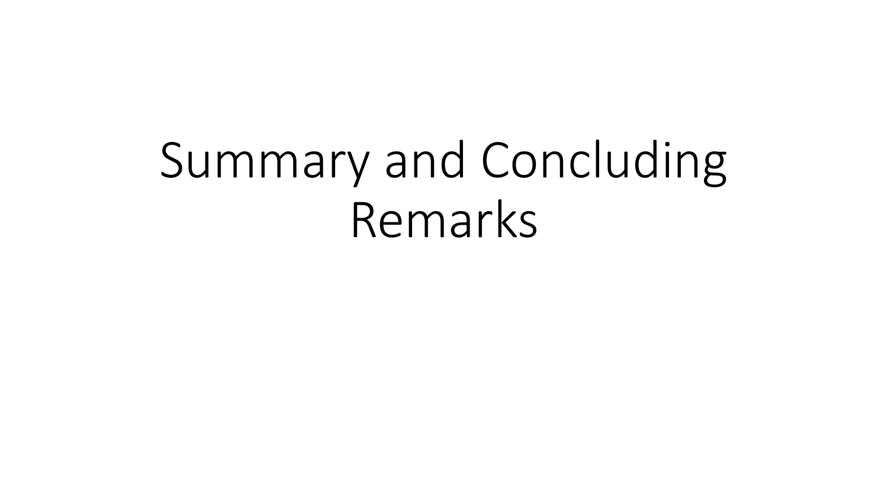# Summary and Concluding Remarks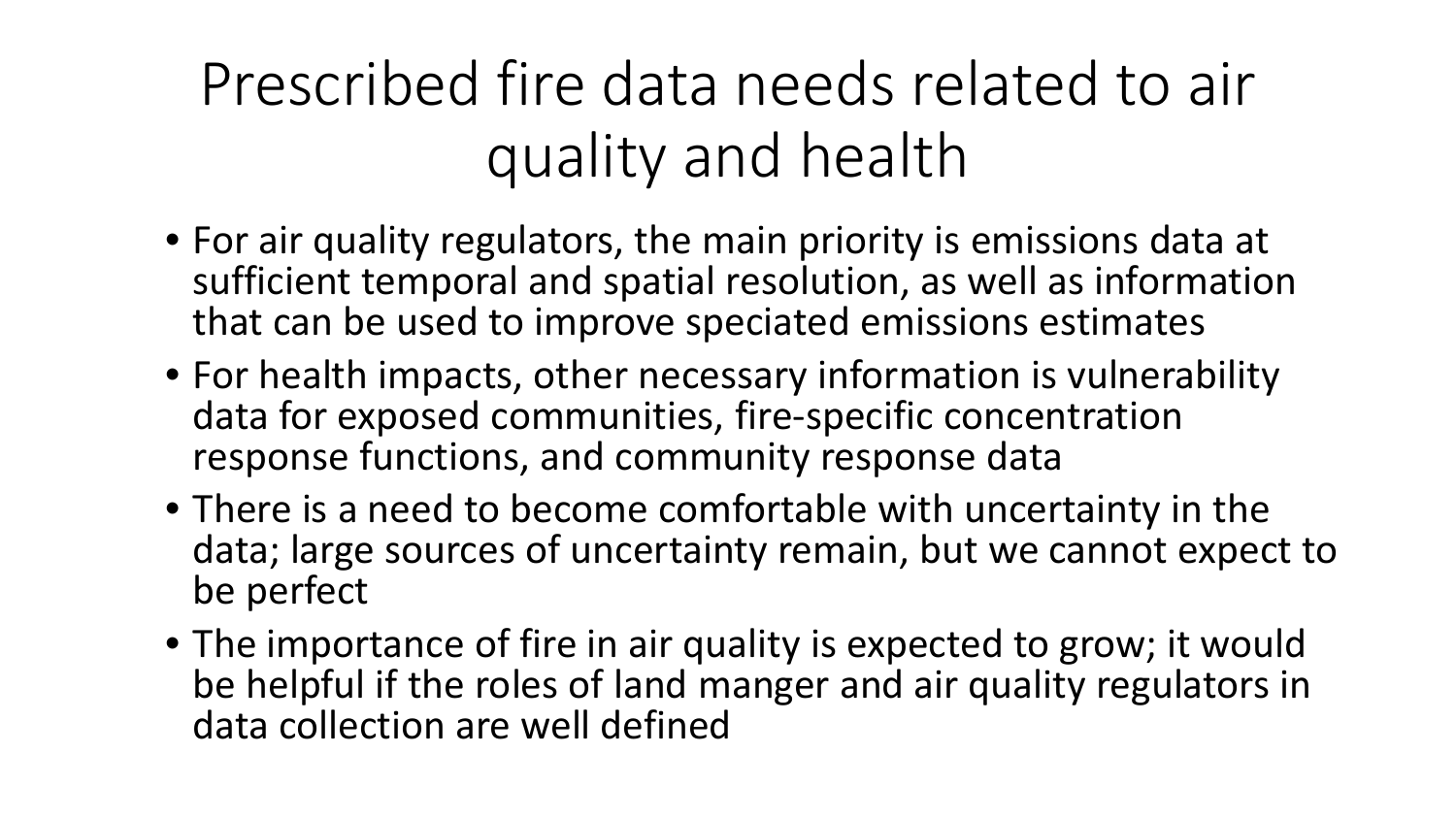# Prescribed fire data needs related to air quality and health

- For air quality regulators, the main priority is emissions data at sufficient temporal and spatial resolution, as well as information that can be used to improve speciated emissions estimates
- For health impacts, other necessary information is vulnerability data for exposed communities, fire-specific concentration response functions, and community response data
- There is a need to become comfortable with uncertainty in the data; large sources of uncertainty remain, but we cannot expect to be perfect
- The importance of fire in air quality is expected to grow; it would be helpful if the roles of land manger and air quality regulators in data collection are well defined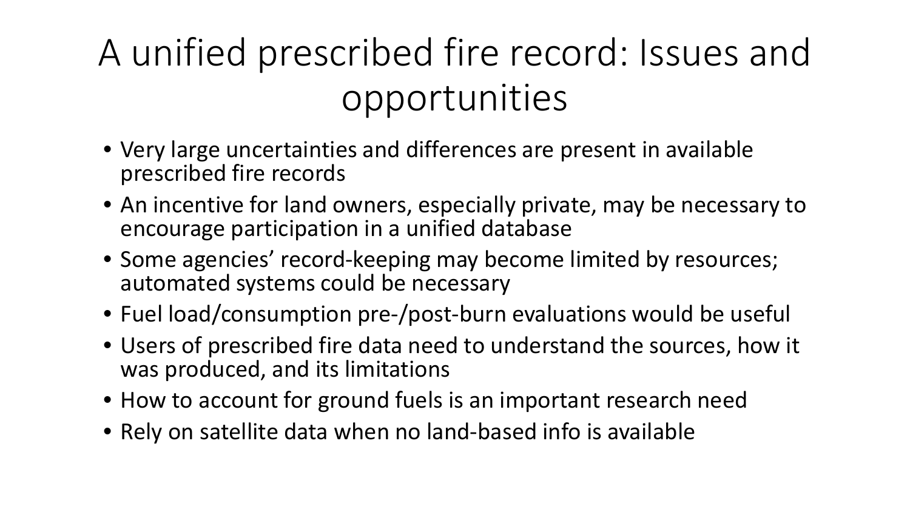# A unified prescribed fire record: Issues and opportunities

- Very large uncertainties and differences are present in available prescribed fire records
- An incentive for land owners, especially private, may be necessary to encourage participation in a unified database
- Some agencies' record-keeping may become limited by resources; automated systems could be necessary
- Fuel load/consumption pre-/post-burn evaluations would be useful
- Users of prescribed fire data need to understand the sources, how it was produced, and its limitations
- How to account for ground fuels is an important research need
- Rely on satellite data when no land-based info is available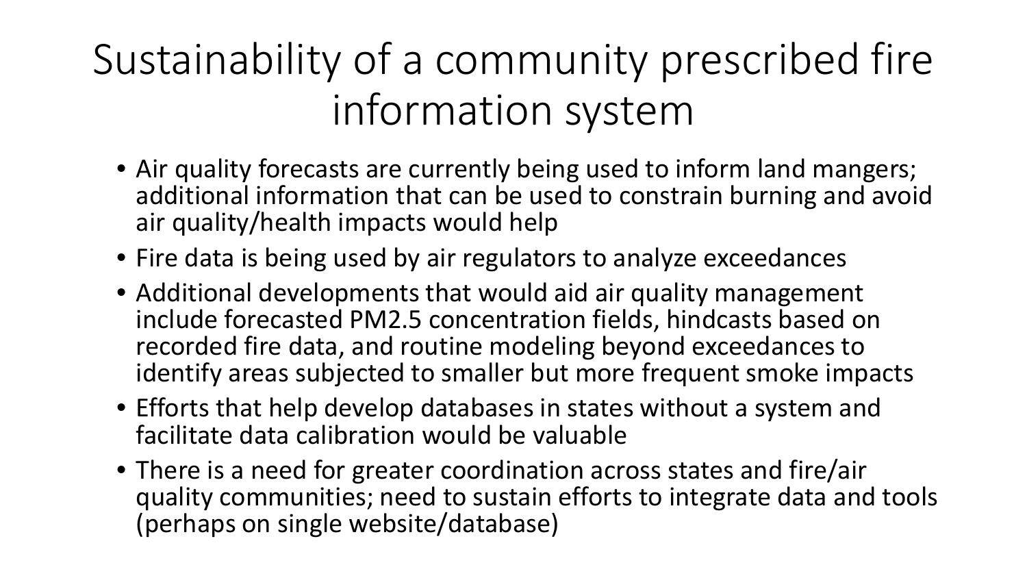# Sustainability of a community prescribed fire information system

- Air quality forecasts are currently being used to inform land mangers; additional information that can be used to constrain burning and avoid air quality/health impacts would help
- Fire data is being used by air regulators to analyze exceedances
- Additional developments that would aid air quality management include forecasted PM2.5 concentration fields, hindcasts based on recorded fire data, and routine modeling beyond exceedances to identify areas subjected to smaller but more frequent smoke impacts
- Efforts that help develop databases in states without a system and facilitate data calibration would be valuable
- There is a need for greater coordination across states and fire/air quality communities; need to sustain efforts to integrate data and tools (perhaps on single website/database)